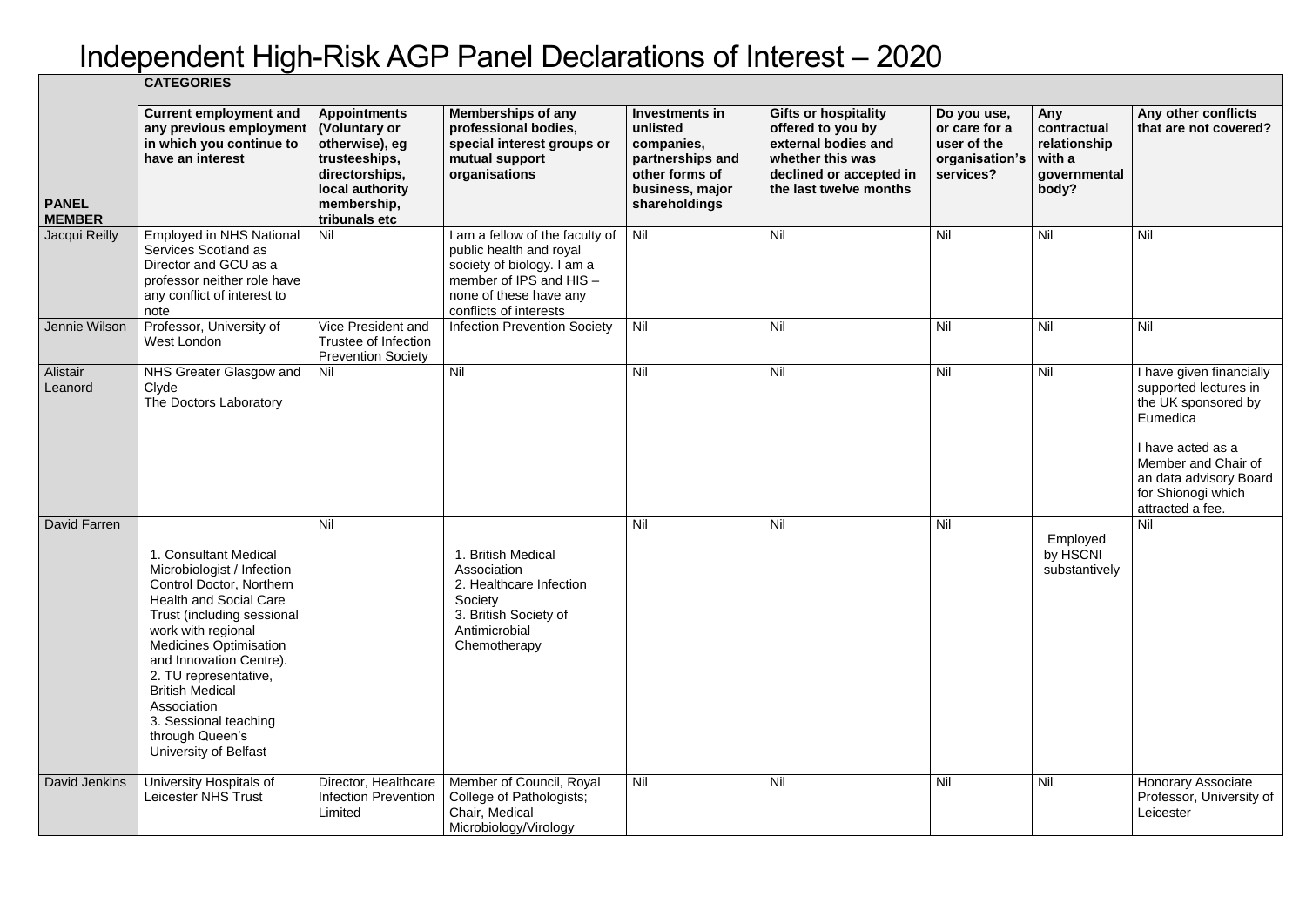# Independent High-Risk AGP Panel Declarations of Interest – 2020

| PANEL MEMBER | CATEGORIES | | | | | | | |
|---|---|---|---|---|---|---|---|---|
| | **Current employment and any previous employment in which you continue to have an interest** | **Appointments (Voluntary or otherwise), eg trusteeships, directorships, local authority membership, tribunals etc** | **Memberships of any professional bodies, special interest groups or mutual support organisations** | **Investments in unlisted companies, partnerships and other forms of business, major shareholdings** | **Gifts or hospitality offered to you by external bodies and whether this was declined or accepted in the last twelve months** | **Do you use, or care for a user of the organisation's services?** | **Any contractual relationship with a governmental body?** | **Any other conflicts that are not covered?** |
| Jacqui Reilly | Employed in NHS National Services Scotland as Director and GCU as a professor neither role have any conflict of interest to note | Nil | I am a fellow of the faculty of public health and royal society of biology. I am a member of IPS and HIS – none of these have any conflicts of interests | Nil | Nil | Nil | Nil | Nil |
| Jennie Wilson | Professor, University of West London | Vice President and Trustee of Infection Prevention Society | Infection Prevention Society | Nil | Nil | Nil | Nil | Nil |
| Alistair Leanord | NHS Greater Glasgow and Clyde<br>The Doctors Laboratory | Nil | Nil | Nil | Nil | Nil | Nil | I have given financially supported lectures in the UK sponsored by Eumedica<br><br>I have acted as a Member and Chair of an data advisory Board for Shionogi which attracted a fee. |
| David Farren | 1. Consultant Medical Microbiologist / Infection Control Doctor, Northern Health and Social Care Trust (including sessional work with regional Medicines Optimisation and Innovation Centre).<br>2. TU representative, British Medical Association<br>3. Sessional teaching through Queen's University of Belfast | Nil | 1. British Medical Association<br>2. Healthcare Infection Society<br>3. British Society of Antimicrobial Chemotherapy | Nil | Nil | Nil | Employed by HSCNI substantively | Nil |
| David Jenkins | University Hospitals of Leicester NHS Trust | Director, Healthcare Infection Prevention Limited | Member of Council, Royal College of Pathologists; Chair, Medical Microbiology/Virology | Nil | Nil | Nil | Nil | Honorary Associate Professor, University of Leicester |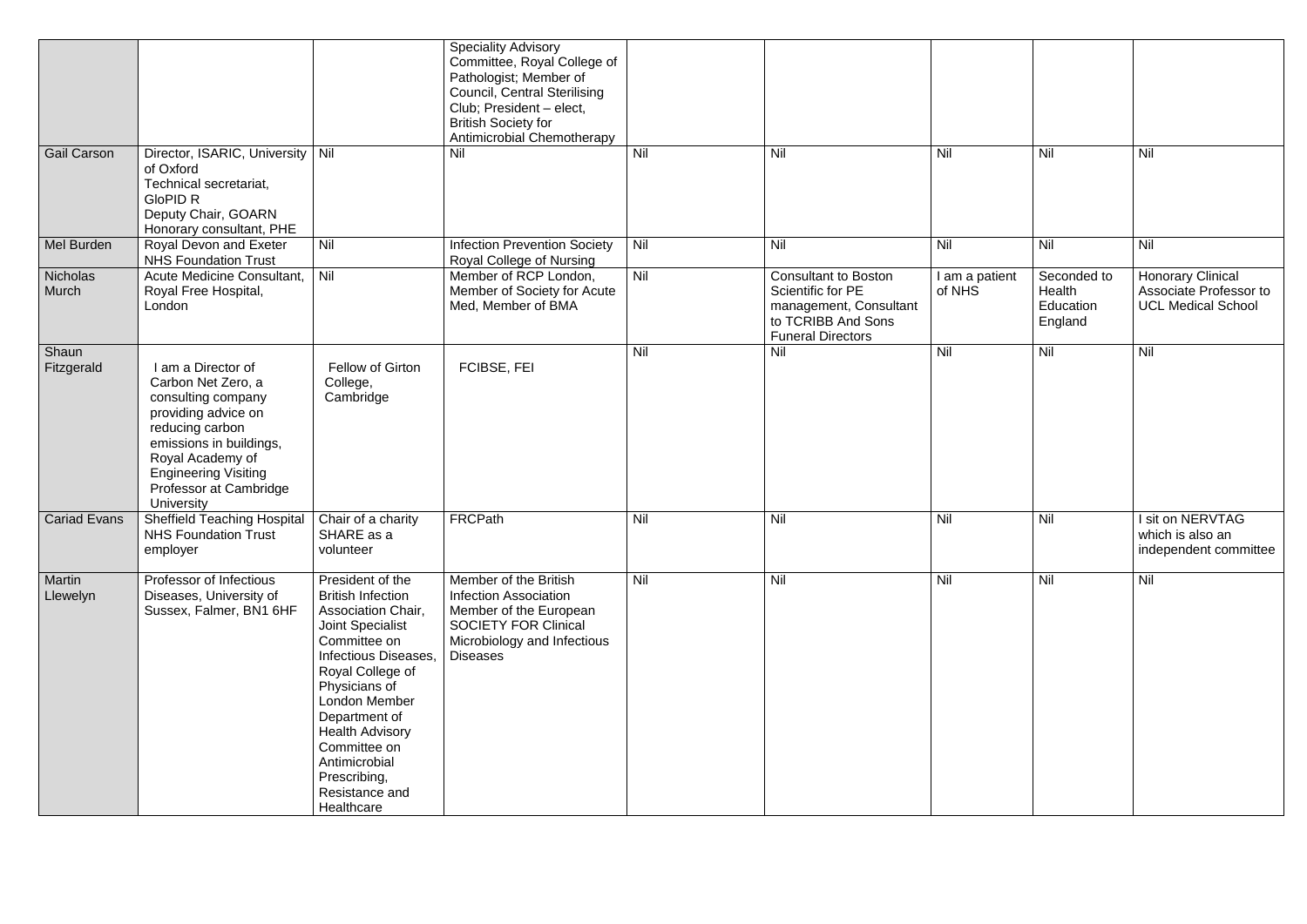| | | | | | | | | |
|---|---|---|---|---|---|---|---|---|
| | | | Speciality Advisory Committee, Royal College of Pathologist; Member of Council, Central Sterilising Club; President – elect, British Society for Antimicrobial Chemotherapy | | | | | |
| Gail Carson | Director, ISARIC, University of Oxford Technical secretariat, GloPID R Deputy Chair, GOARN Honorary consultant, PHE | Nil | Nil | Nil | Nil | Nil | Nil | Nil |
| Mel Burden | Royal Devon and Exeter NHS Foundation Trust | Nil | Infection Prevention Society Royal College of Nursing | Nil | Nil | Nil | Nil | Nil |
| Nicholas Murch | Acute Medicine Consultant, Royal Free Hospital, London | Nil | Member of RCP London, Member of Society for Acute Med, Member of BMA | Nil | Consultant to Boston Scientific for PE management, Consultant to TCRIBB And Sons Funeral Directors | I am a patient of NHS | Seconded to Health Education England | Honorary Clinical Associate Professor to UCL Medical School |
| Shaun Fitzgerald | I am a Director of Carbon Net Zero, a consulting company providing advice on reducing carbon emissions in buildings, Royal Academy of Engineering Visiting Professor at Cambridge University | Fellow of Girton College, Cambridge | FCIBSE, FEI | Nil | Nil | Nil | Nil | Nil |
| Cariad Evans | Sheffield Teaching Hospital NHS Foundation Trust employer | Chair of a charity SHARE as a volunteer | FRCPath | Nil | Nil | Nil | Nil | I sit on NERVTAG which is also an independent committee |
| Martin Llewelyn | Professor of Infectious Diseases, University of Sussex, Falmer, BN1 6HF | President of the British Infection Association Chair, Joint Specialist Committee on Infectious Diseases, Royal College of Physicians of London Member Department of Health Advisory Committee on Antimicrobial Prescribing, Resistance and Healthcare | Member of the British Infection Association Member of the European SOCIETY FOR Clinical Microbiology and Infectious Diseases | Nil | Nil | Nil | Nil | Nil |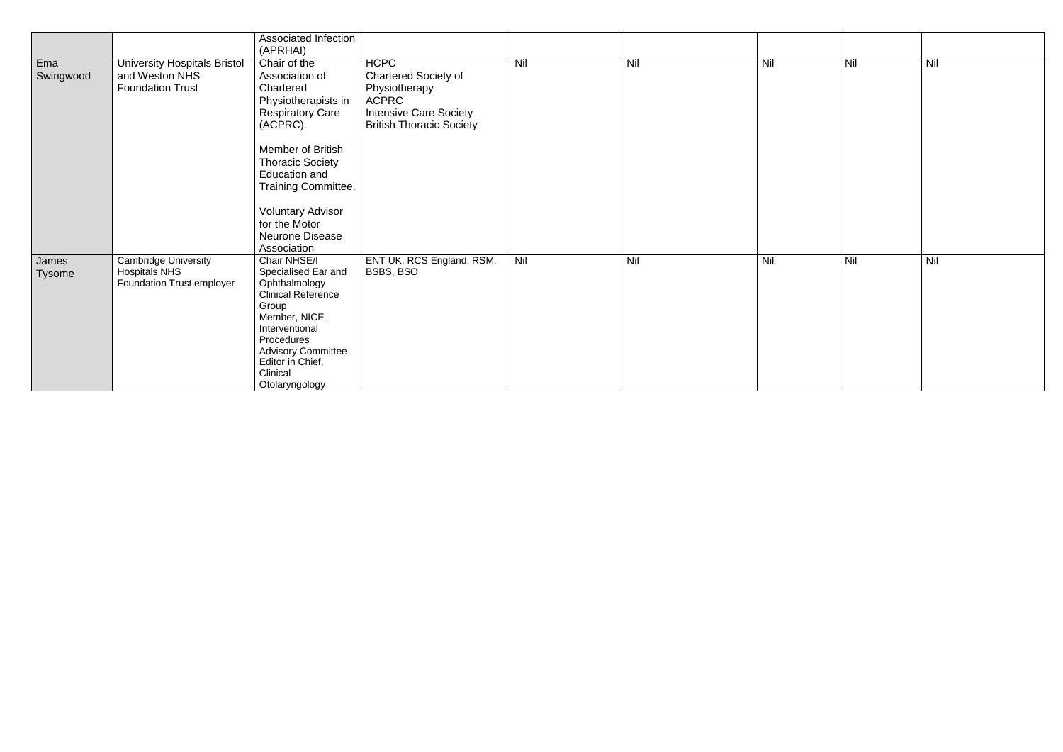| | | | | | | | | |
|---|---|---|---|---|---|---|---|---|
| | | Associated Infection (APRHAI) | | | | | | |
| Ema Swingwood | University Hospitals Bristol and Weston NHS Foundation Trust | Chair of the Association of Chartered Physiotherapists in Respiratory Care (ACPRC).<br><br>Member of British Thoracic Society Education and Training Committee.<br><br>Voluntary Advisor for the Motor Neurone Disease Association | HCPC<br>Chartered Society of Physiotherapy<br>ACPRC<br>Intensive Care Society<br>British Thoracic Society | Nil | Nil | Nil | Nil | Nil |
| James Tysome | Cambridge University Hospitals NHS Foundation Trust employer | Chair NHSE/I Specialised Ear and Ophthalmology Clinical Reference Group<br>Member, NICE Interventional Procedures Advisory Committee<br>Editor in Chief, Clinical Otolaryngology | ENT UK, RCS England, RSM, BSBS, BSO | Nil | Nil | Nil | Nil | Nil |